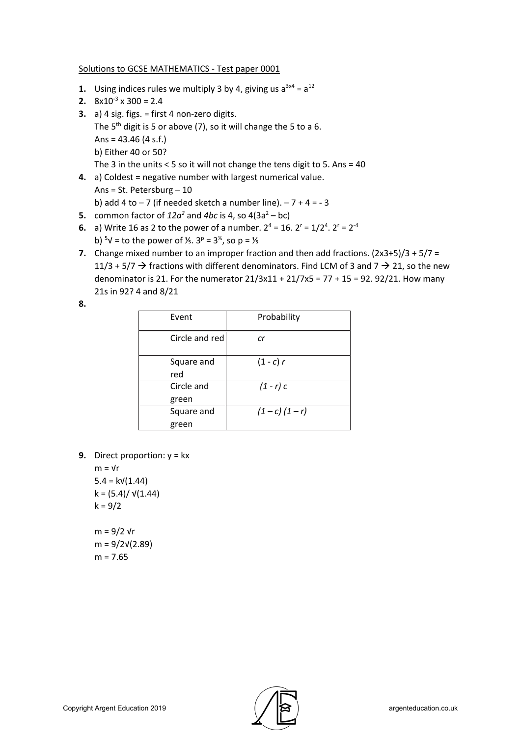Solutions to GCSE MATHEMATICS - Test paper 0001

1. Using indices rules we multiply 3 by 4, giving us $a^{3x4} = a^{12}$
2. $8x10^{-3}$ x 300 = 2.4
3. a) 4 sig. figs. = first 4 non-zero digits.
   The 5th digit is 5 or above (7), so it will change the 5 to a 6.
   Ans = 43.46 (4 s.f.)
   b) Either 40 or 50?
   The 3 in the units < 5 so it will not change the tens digit to 5. Ans = 40
4. a) Coldest = negative number with largest numerical value.
   Ans = St. Petersburg – 10
   b) add 4 to – 7 (if needed sketch a number line). – 7 + 4 = - 3
5. common factor of $12a^2$ and $4bc$ is 4, so $4(3a^2 – bc)$
6. a) Write 16 as 2 to the power of a number. $2^4 = 16$. $2^r = 1/2^4$. $2^r = 2^{-4}$
   b) $\sqrt[5]{}$ = to the power of ⅕. $3^p = 3^{⅕}$, so p = ⅕
7. Change mixed number to an improper fraction and then add fractions. (2x3+5)/3 + 5/7 = 11/3 + 5/7 → fractions with different denominators. Find LCM of 3 and 7 → 21, so the new denominator is 21. For the numerator 21/3x11 + 21/7x5 = 77 + 15 = 92. 92/21. How many 21s in 92? 4 and 8/21
8.

| Event | Probability |
|---|---|
| Circle and red | $cr$ |
| Square and red | $(1 - c)\, r$ |
| Circle and green | $(1 - r)\, c$ |
| Square and green | $(1 – c)\, (1 – r)$ |

9. Direct proportion: y = kx
   $m = \sqrt{r}$
   $5.4 = k\sqrt{(1.44)}$
   $k = (5.4)/\sqrt{(1.44)}$
   $k = 9/2$

   $m = 9/2\sqrt{r}$
   $m = 9/2\sqrt{(2.89)}$
   $m = 7.65$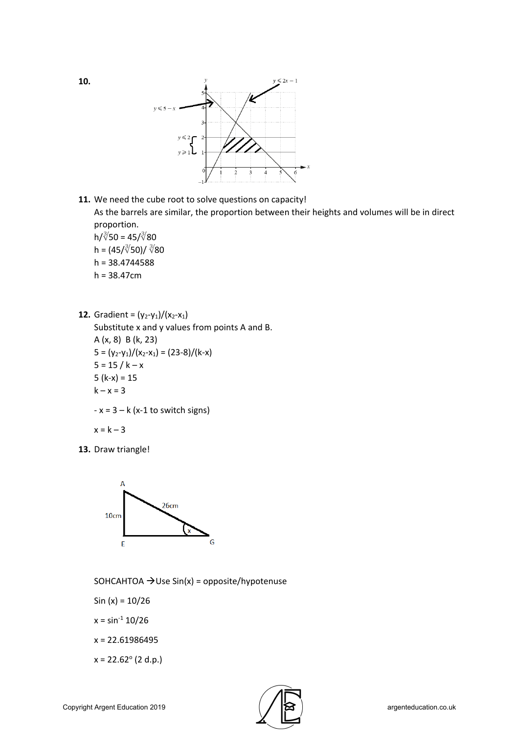**10.**

$y \leqslant 2x - 1$

$y \leqslant 5 - x$

$y \leqslant 2$

$y \geqslant 1$

**11.** We need the cube root to solve questions on capacity!

As the barrels are similar, the proportion between their heights and volumes will be in direct proportion.

$h/\sqrt[3]{50} = 45/\sqrt[3]{80}$

$h = (45/\sqrt[3]{50})/\ \sqrt[3]{80}$

$h = 38.4744588$

$h = 38.47\text{cm}$

**12.** Gradient = $(y_2 - y_1)/(x_2 - x_1)$

Substitute x and y values from points A and B.

A (x, 8) B (k, 23)

$5 = (y_2 - y_1)/(x_2 - x_1) = (23-8)/(k-x)$

$5 = 15 / k - x$

$5 (k-x) = 15$

$k - x = 3$

$- x = 3 - k$ (x-1 to switch signs)

$x = k - 3$

**13.** Draw triangle!

A, E, G: AE = 10cm, AG = 26cm, angle x at G

SOHCAHTOA → Use Sin(x) = opposite/hypotenuse

$\text{Sin}(x) = 10/26$

$x = \sin^{-1} 10/26$

$x = 22.61986495$

$x = 22.62°$ (2 d.p.)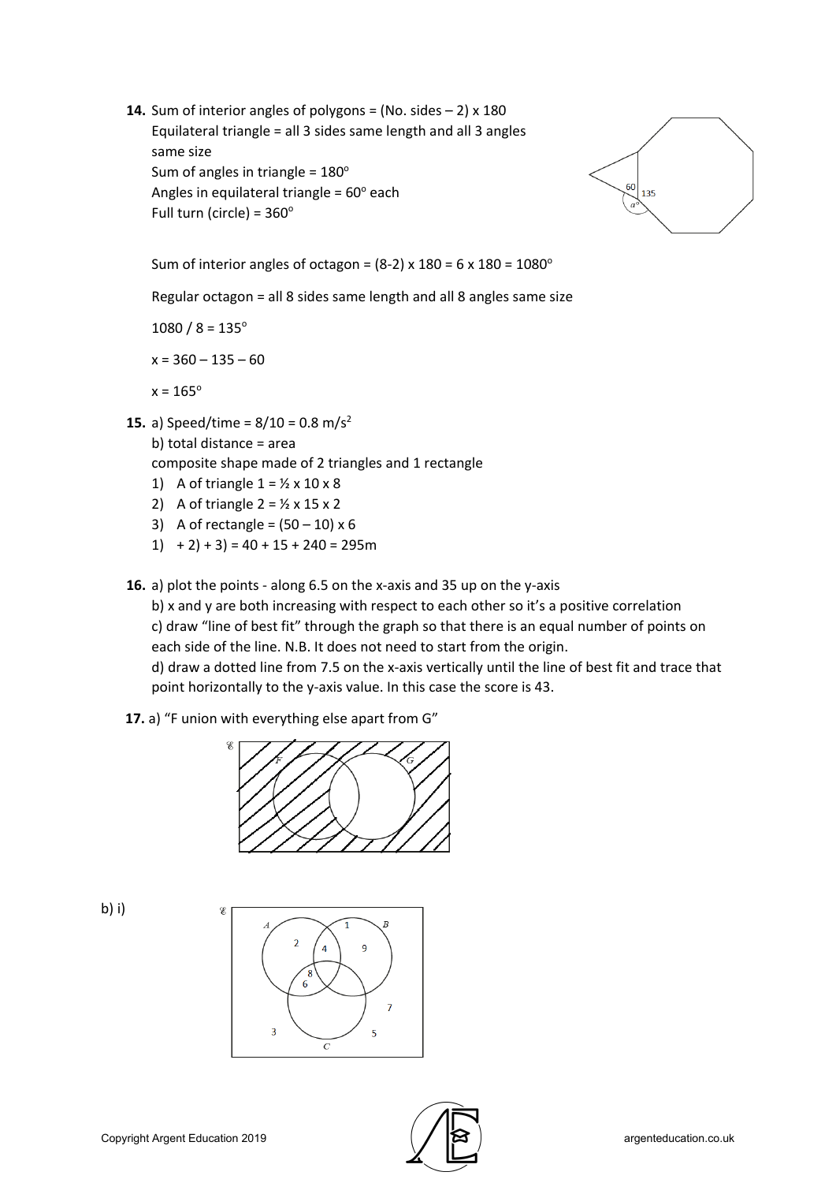**14.** Sum of interior angles of polygons = (No. sides – 2) x 180
Equilateral triangle = all 3 sides same length and all 3 angles same size
Sum of angles in triangle = $180^o$
Angles in equilateral triangle = $60^o$ each
Full turn (circle) = $360^o$

Sum of interior angles of octagon = (8-2) x 180 = 6 x 180 = $1080^o$

Regular octagon = all 8 sides same length and all 8 angles same size

1080 / 8 = $135^o$

x = 360 – 135 – 60

x = $165^o$

**15.** a) Speed/time = 8/10 = 0.8 $m/s^2$
b) total distance = area
composite shape made of 2 triangles and 1 rectangle

1) A of triangle 1 = ½ x 10 x 8
2) A of triangle 2 = ½ x 15 x 2
3) A of rectangle = (50 – 10) x 6
1) + 2) + 3) = 40 + 15 + 240 = 295m

**16.** a) plot the points - along 6.5 on the x-axis and 35 up on the y-axis
b) x and y are both increasing with respect to each other so it's a positive correlation
c) draw "line of best fit" through the graph so that there is an equal number of points on each side of the line. N.B. It does not need to start from the origin.
d) draw a dotted line from 7.5 on the x-axis vertically until the line of best fit and trace that point horizontally to the y-axis value. In this case the score is 43.

**17.** a) "F union with everything else apart from G"

b) i)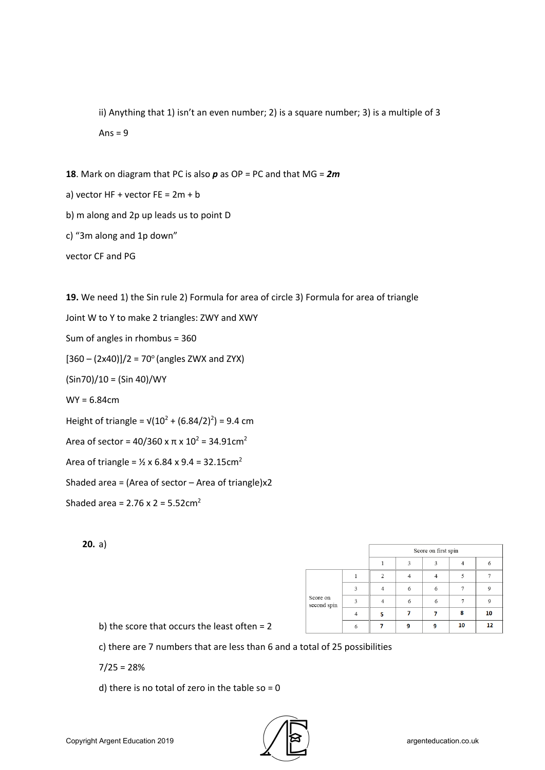ii) Anything that 1) isn't an even number; 2) is a square number; 3) is a multiple of 3

Ans = 9

**18**. Mark on diagram that PC is also ***p*** as OP = PC and that MG = ***2m***

a) vector HF + vector FE = 2m + b

b) m along and 2p up leads us to point D

c) "3m along and 1p down"

vector CF and PG

**19.** We need 1) the Sin rule 2) Formula for area of circle 3) Formula for area of triangle

Joint W to Y to make 2 triangles: ZWY and XWY

Sum of angles in rhombus = 360

$[360 - (2 \times 40)]/2 = 70^o$ (angles ZWX and ZYX)

$(\text{Sin}70)/10 = (\text{Sin } 40)/WY$

WY = 6.84cm

Height of triangle = $\sqrt{(10^2 + (6.84/2)^2)} = 9.4$ cm

Area of sector = $40/360 \times \pi \times 10^2 = 34.91\text{cm}^2$

Area of triangle = $\frac{1}{2} \times 6.84 \times 9.4 = 32.15\text{cm}^2$

Shaded area = (Area of sector – Area of triangle)x2

Shaded area = $2.76 \times 2 = 5.52\text{cm}^2$

**20.** a)

| | | Score on first spin | | | | |
|---|---|---|---|---|---|---|
| | | 1 | 3 | 3 | 4 | 6 |
| Score on second spin | 1 | 2 | 4 | 4 | 5 | 7 |
| | 3 | 4 | 6 | 6 | 7 | 9 |
| | 3 | 4 | 6 | 6 | 7 | 9 |
| | 4 | **5** | **7** | **7** | **8** | **10** |
| | 6 | **7** | **9** | **9** | **10** | **12** |

b) the score that occurs the least often = 2

c) there are 7 numbers that are less than 6 and a total of 25 possibilities

7/25 = 28%

d) there is no total of zero in the table so = 0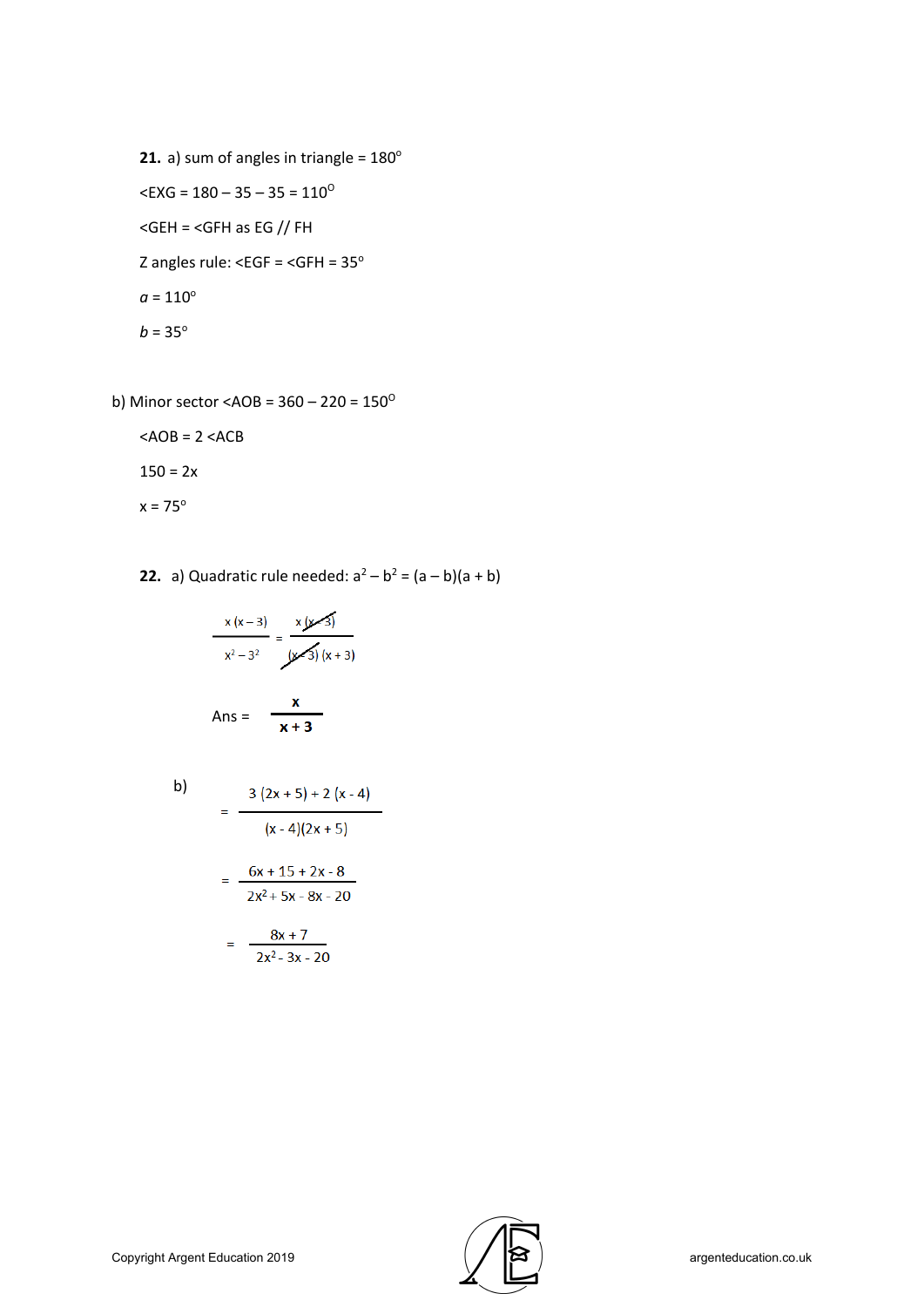**21.** a) sum of angles in triangle = $180^{o}$

$<EXG = 180 - 35 - 35 = 110^{O}$

$<GEH = <GFH$ as EG // FH

Z angles rule: $<EGF = <GFH = 35^{o}$

$a = 110^{o}$

$b = 35^{o}$

b) Minor sector $<AOB = 360 - 220 = 150^{O}$

$<AOB = 2 <ACB$

$150 = 2x$

$x = 75^{o}$

**22.** a) Quadratic rule needed: $a^2 - b^2 = (a - b)(a + b)$

$$\frac{x(x-3)}{x^2 - 3^2} = \frac{x\cancel{(x-3)}}{\cancel{(x-3)}(x+3)}$$

$$\text{Ans} = \frac{\mathbf{x}}{\mathbf{x+3}}$$

b)

$$= \frac{3(2x+5) + 2(x-4)}{(x-4)(2x+5)}$$

$$= \frac{6x + 15 + 2x - 8}{2x^2 + 5x - 8x - 20}$$

$$= \frac{8x + 7}{2x^2 - 3x - 20}$$